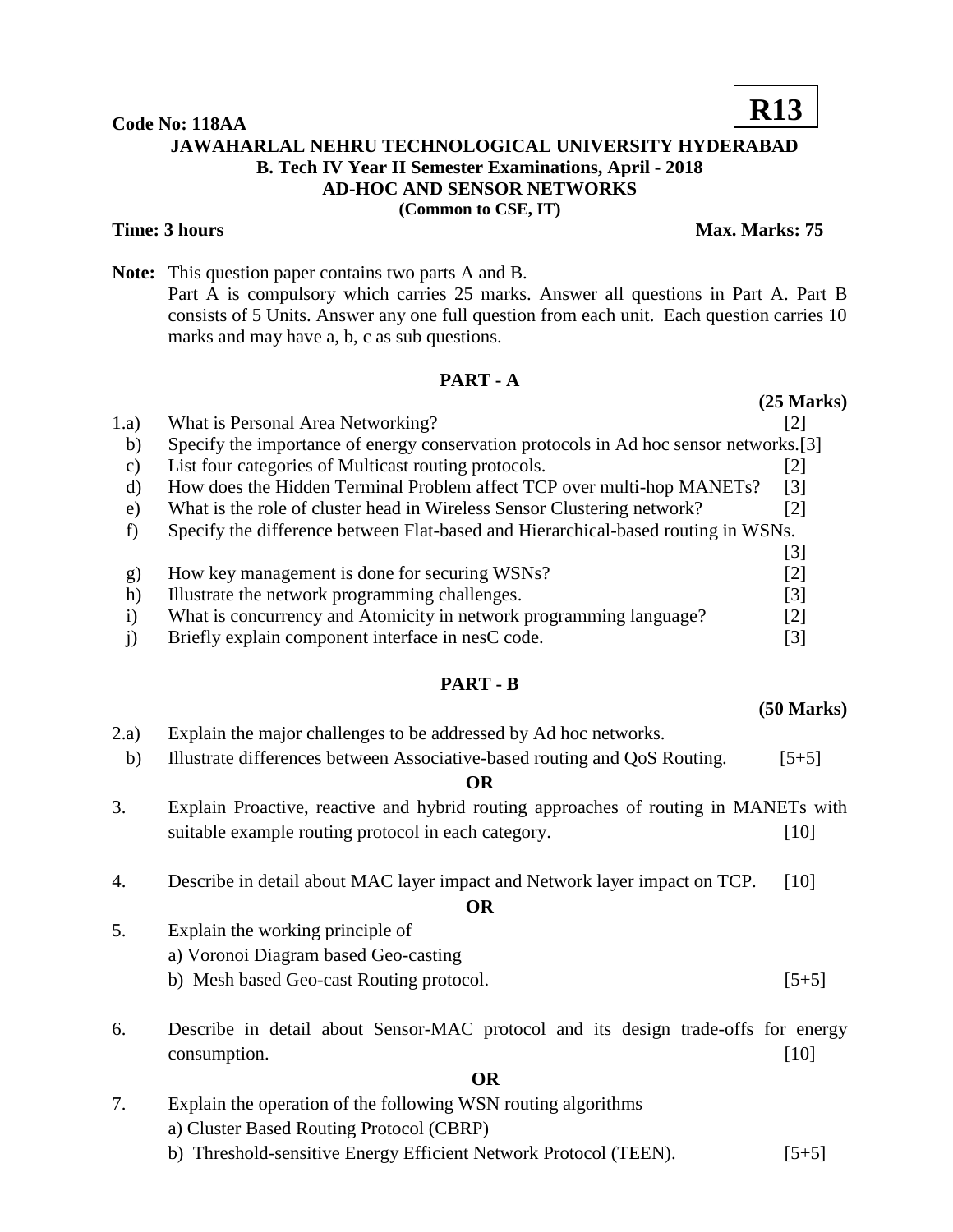**R13**

**Code No: 118AA**

# JAWAHARLAL NEHRU TECHNOLOGICAL UNIVERSITY HYDERABAD

## B. Tech IV Year II Semester Examinations, April - 2018

## AD-HOC AND SENSOR NETWORKS

**(Common to CSE, IT)**

**Time: 3 hours** **Max. Marks: 75**

**Note:** This question paper contains two parts A and B.
Part A is compulsory which carries 25 marks. Answer all questions in Part A. Part B consists of 5 Units. Answer any one full question from each unit. Each question carries 10 marks and may have a, b, c as sub questions.

### PART - A

**(25 Marks)**

1.a) What is Personal Area Networking? [2]

b) Specify the importance of energy conservation protocols in Ad hoc sensor networks. [3]

c) List four categories of Multicast routing protocols. [2]

d) How does the Hidden Terminal Problem affect TCP over multi-hop MANETs? [3]

e) What is the role of cluster head in Wireless Sensor Clustering network? [2]

f) Specify the difference between Flat-based and Hierarchical-based routing in WSNs. [3]

g) How key management is done for securing WSNs? [2]

h) Illustrate the network programming challenges. [3]

i) What is concurrency and Atomicity in network programming language? [2]

j) Briefly explain component interface in nesC code. [3]

### PART - B

**(50 Marks)**

2.a) Explain the major challenges to be addressed by Ad hoc networks.

b) Illustrate differences between Associative-based routing and QoS Routing. [5+5]

**OR**

3. Explain Proactive, reactive and hybrid routing approaches of routing in MANETs with suitable example routing protocol in each category. [10]

4. Describe in detail about MAC layer impact and Network layer impact on TCP. [10]

**OR**

5. Explain the working principle of
a) Voronoi Diagram based Geo-casting
b) Mesh based Geo-cast Routing protocol. [5+5]

6. Describe in detail about Sensor-MAC protocol and its design trade-offs for energy consumption. [10]

**OR**

7. Explain the operation of the following WSN routing algorithms
a) Cluster Based Routing Protocol (CBRP)
b) Threshold-sensitive Energy Efficient Network Protocol (TEEN). [5+5]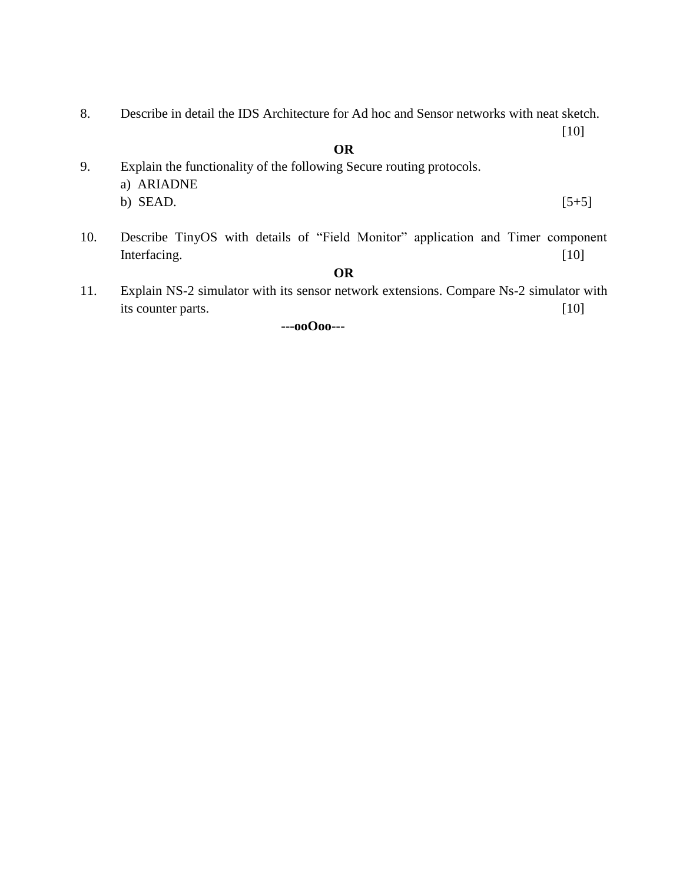8. Describe in detail the IDS Architecture for Ad hoc and Sensor networks with neat sketch. [10]

**OR**

9. Explain the functionality of the following Secure routing protocols.
   a) ARIADNE
   b) SEAD. [5+5]

10. Describe TinyOS with details of "Field Monitor" application and Timer component Interfacing. [10]

**OR**

11. Explain NS-2 simulator with its sensor network extensions. Compare Ns-2 simulator with its counter parts. [10]

**---ooOoo---**